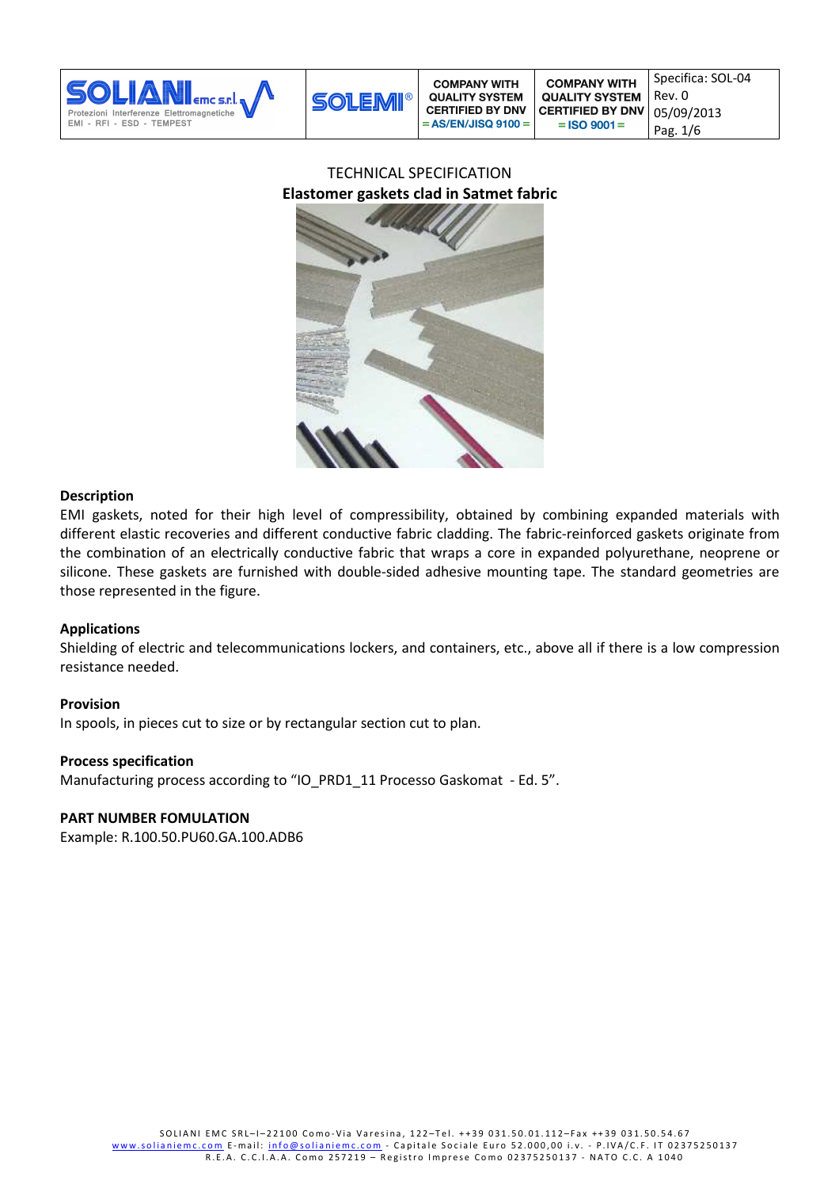# TECHNICAL SPECIFICATION

## Elastomer gaskets clad in Satmet fabric

### Description

EMI gaskets, noted for their high level of compressibility, obtained by combining expanded materials with different elastic recoveries and different conductive fabric cladding. The fabric-reinforced gaskets originate from the combination of an electrically conductive fabric that wraps a core in expanded polyurethane, neoprene or silicone. These gaskets are furnished with double-sided adhesive mounting tape. The standard geometries are those represented in the figure.

### Applications

Shielding of electric and telecommunications lockers, and containers, etc., above all if there is a low compression resistance needed.

### Provision

In spools, in pieces cut to size or by rectangular section cut to plan.

### Process specification

Manufacturing process according to "IO_PRD1_11 Processo Gaskomat - Ed. 5".

### PART NUMBER FOMULATION

Example: R.100.50.PU60.GA.100.ADB6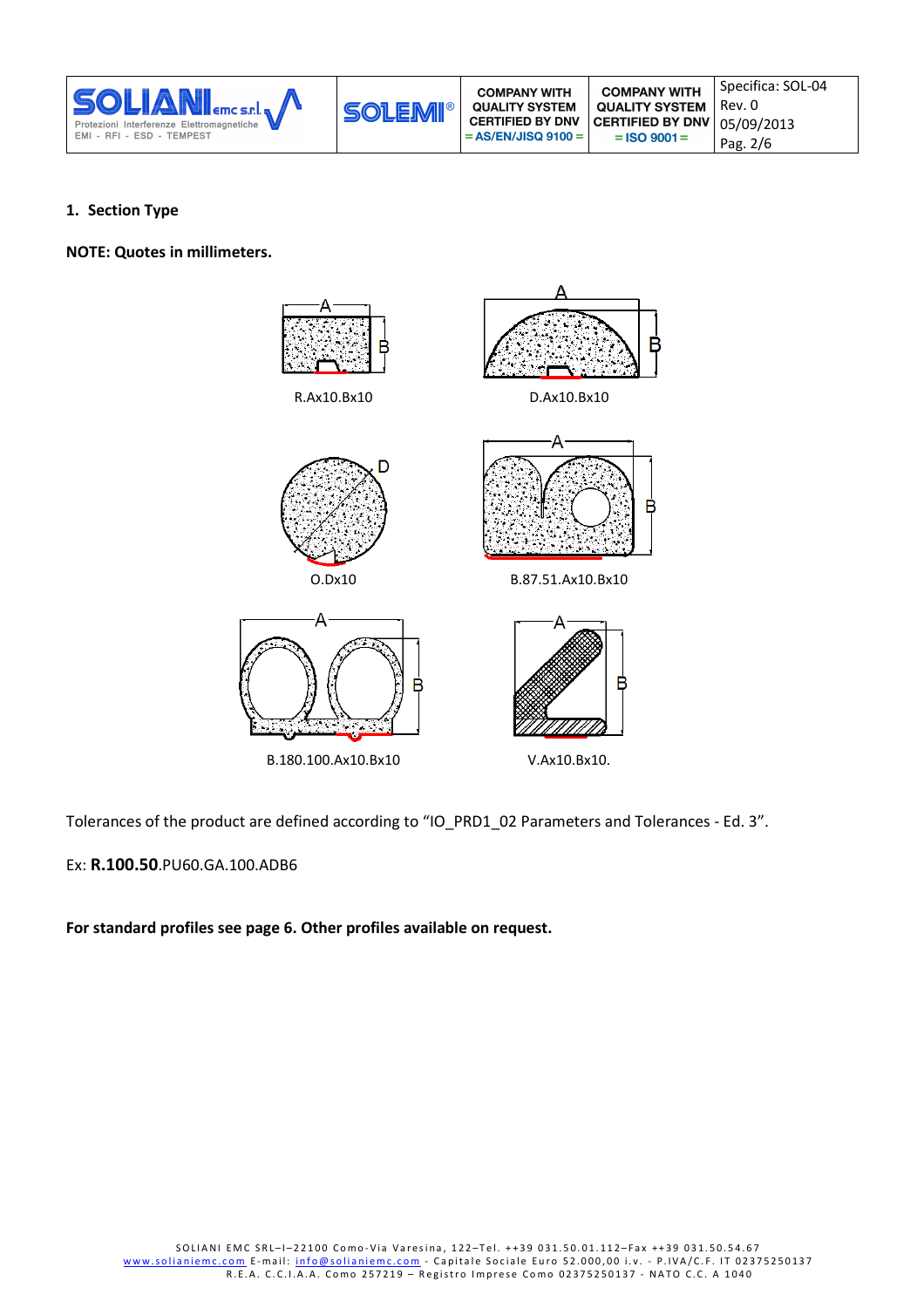## 1. Section Type

**NOTE: Quotes in millimeters.**

R.Ax10.Bx10

D.Ax10.Bx10

O.Dx10

B.87.51.Ax10.Bx10

B.180.100.Ax10.Bx10

V.Ax10.Bx10.

Tolerances of the product are defined according to “IO_PRD1_02 Parameters and Tolerances - Ed. 3”.

Ex: **R.100.50**.PU60.GA.100.ADB6

**For standard profiles see page 6. Other profiles available on request.**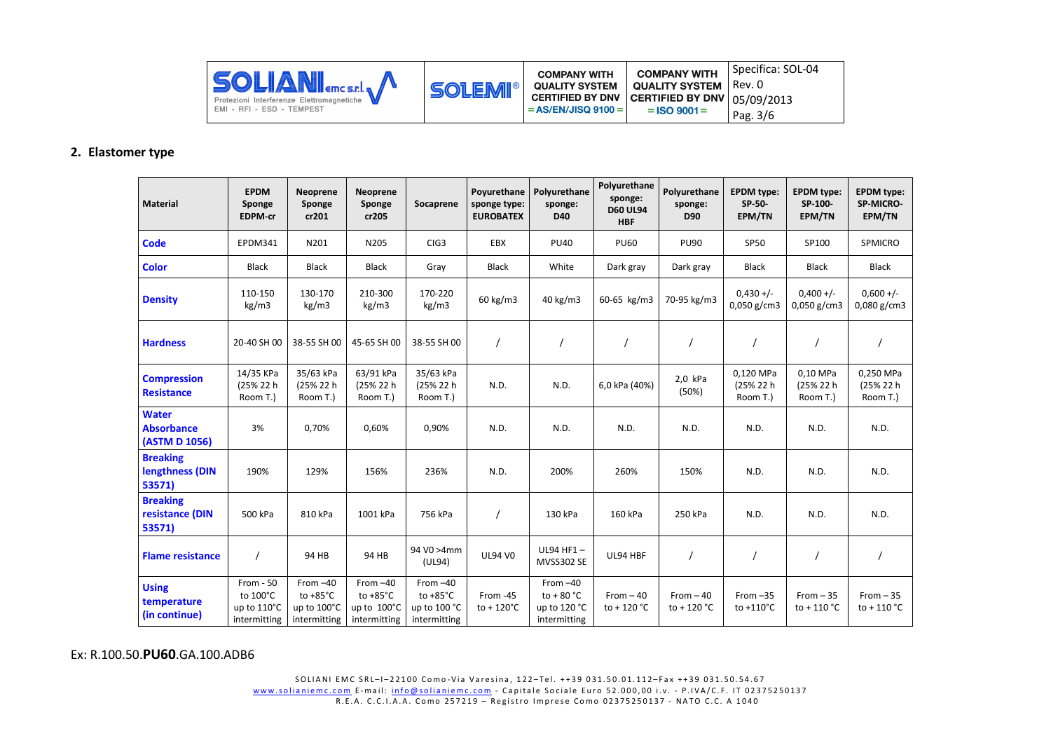## 2. Elastomer type

| Material | EPDM Sponge EDPM-cr | Neoprene Sponge cr201 | Neoprene Sponge cr205 | Socaprene | Poyurethane sponge type: EUROBATEX | Polyurethane sponge: D40 | Polyurethane sponge: D60 UL94 HBF | Polyurethane sponge: D90 | EPDM type: SP-50-EPM/TN | EPDM type: SP-100-EPM/TN | EPDM type: SP-MICRO-EPM/TN |
|---|---|---|---|---|---|---|---|---|---|---|---|
| Code | EPDM341 | N201 | N205 | CIG3 | EBX | PU40 | PU60 | PU90 | SP50 | SP100 | SPMICRO |
| Color | Black | Black | Black | Gray | Black | White | Dark gray | Dark gray | Black | Black | Black |
| Density | 110-150 kg/m3 | 130-170 kg/m3 | 210-300 kg/m3 | 170-220 kg/m3 | 60 kg/m3 | 40 kg/m3 | 60-65 kg/m3 | 70-95 kg/m3 | 0,430 +/- 0,050 g/cm3 | 0,400 +/- 0,050 g/cm3 | 0,600 +/- 0,080 g/cm3 |
| Hardness | 20-40 SH 00 | 38-55 SH 00 | 45-65 SH 00 | 38-55 SH 00 | / | / | / | / | / | / | / |
| Compression Resistance | 14/35 KPa (25% 22 h Room T.) | 35/63 kPa (25% 22 h Room T.) | 63/91 kPa (25% 22 h Room T.) | 35/63 kPa (25% 22 h Room T.) | N.D. | N.D. | 6,0 kPa (40%) | 2,0 kPa (50%) | 0,120 MPa (25% 22 h Room T.) | 0,10 MPa (25% 22 h Room T.) | 0,250 MPa (25% 22 h Room T.) |
| Water Absorbance (ASTM D 1056) | 3% | 0,70% | 0,60% | 0,90% | N.D. | N.D. | N.D. | N.D. | N.D. | N.D. | N.D. |
| Breaking lengthness (DIN 53571) | 190% | 129% | 156% | 236% | N.D. | 200% | 260% | 150% | N.D. | N.D. | N.D. |
| Breaking resistance (DIN 53571) | 500 kPa | 810 kPa | 1001 kPa | 756 kPa | / | 130 kPa | 160 kPa | 250 kPa | N.D. | N.D. | N.D. |
| Flame resistance | / | 94 HB | 94 HB | 94 V0 >4mm (UL94) | UL94 V0 | UL94 HF1 – MVSS302 SE | UL94 HBF | / | / | / | / |
| Using temperature (in continue) | From - 50 to 100°C up to 110°C intermitting | From –40 to +85°C up to 100°C intermitting | From –40 to +85°C up to 100°C intermitting | From –40 to +85°C up to 100 °C intermitting | From -45 to + 120°C | From –40 to + 80 °C up to 120 °C intermitting | From – 40 to + 120 °C | From – 40 to + 120 °C | From –35 to +110°C | From – 35 to + 110 °C | From – 35 to + 110 °C |

Ex: R.100.50.**PU60**.GA.100.ADB6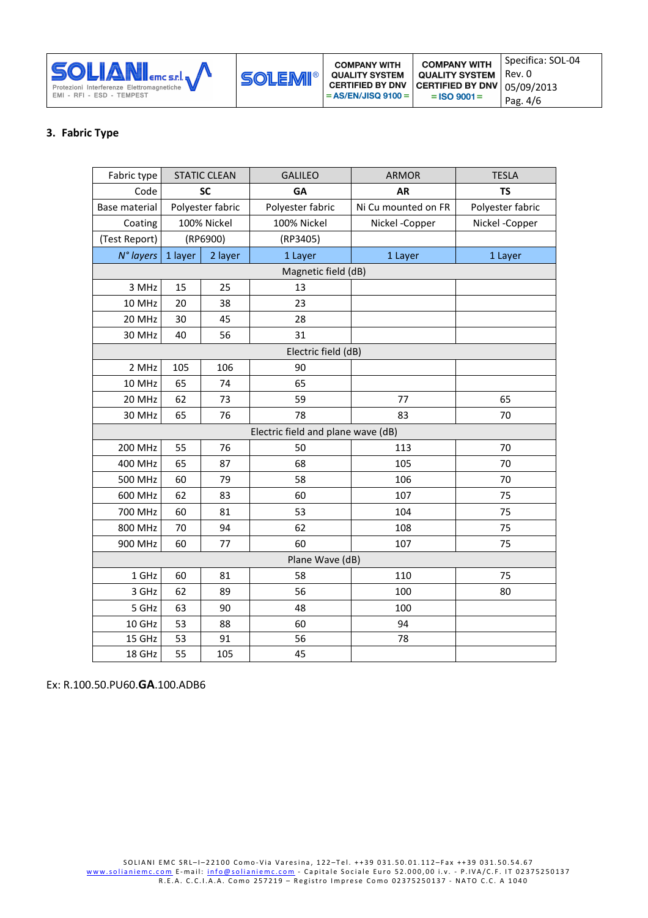## 3. Fabric Type

| Fabric type | STATIC CLEAN | | GALILEO | ARMOR | TESLA |
|---|---|---|---|---|---|
| Code | **SC** | | **GA** | **AR** | **TS** |
| Base material | Polyester fabric | | Polyester fabric | Ni Cu mounted on FR | Polyester fabric |
| Coating | 100% Nickel | | 100% Nickel | Nickel -Copper | Nickel -Copper |
| (Test Report) | (RP6900) | | (RP3405) | | |
| *N° layers* | 1 layer | 2 layer | 1 Layer | 1 Layer | 1 Layer |
| Magnetic field (dB) | | | | | |
| 3 MHz | 15 | 25 | 13 | | |
| 10 MHz | 20 | 38 | 23 | | |
| 20 MHz | 30 | 45 | 28 | | |
| 30 MHz | 40 | 56 | 31 | | |
| Electric field (dB) | | | | | |
| 2 MHz | 105 | 106 | 90 | | |
| 10 MHz | 65 | 74 | 65 | | |
| 20 MHz | 62 | 73 | 59 | 77 | 65 |
| 30 MHz | 65 | 76 | 78 | 83 | 70 |
| Electric field and plane wave (dB) | | | | | |
| 200 MHz | 55 | 76 | 50 | 113 | 70 |
| 400 MHz | 65 | 87 | 68 | 105 | 70 |
| 500 MHz | 60 | 79 | 58 | 106 | 70 |
| 600 MHz | 62 | 83 | 60 | 107 | 75 |
| 700 MHz | 60 | 81 | 53 | 104 | 75 |
| 800 MHz | 70 | 94 | 62 | 108 | 75 |
| 900 MHz | 60 | 77 | 60 | 107 | 75 |
| Plane Wave (dB) | | | | | |
| 1 GHz | 60 | 81 | 58 | 110 | 75 |
| 3 GHz | 62 | 89 | 56 | 100 | 80 |
| 5 GHz | 63 | 90 | 48 | 100 | |
| 10 GHz | 53 | 88 | 60 | 94 | |
| 15 GHz | 53 | 91 | 56 | 78 | |
| 18 GHz | 55 | 105 | 45 | | |

Ex: R.100.50.PU60.**GA**.100.ADB6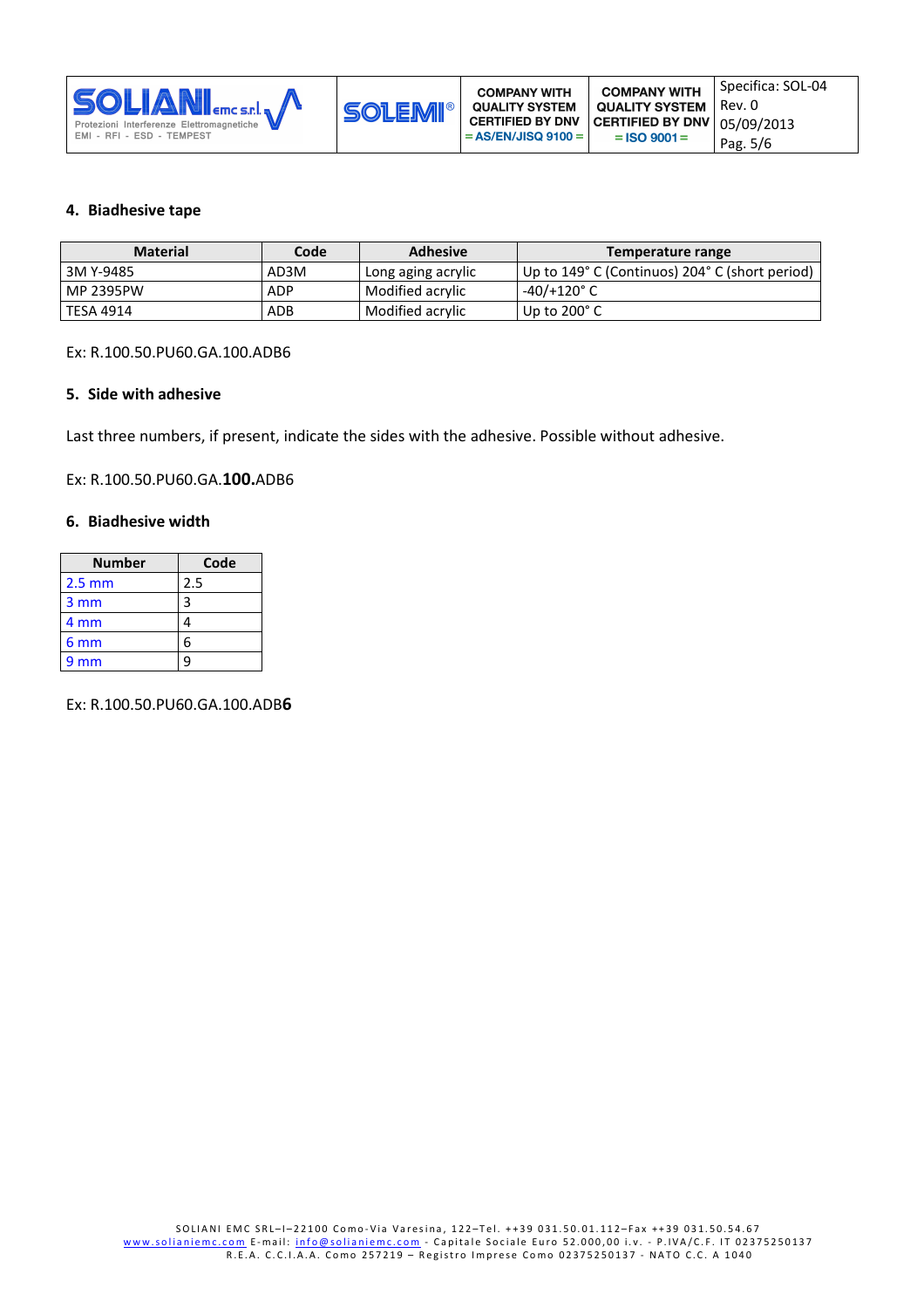## 4. Biadhesive tape

| Material | Code | Adhesive | Temperature range |
|---|---|---|---|
| 3M Y-9485 | AD3M | Long aging acrylic | Up to 149° C (Continuos) 204° C (short period) |
| MP 2395PW | ADP | Modified acrylic | -40/+120° C |
| TESA 4914 | ADB | Modified acrylic | Up to 200° C |

Ex: R.100.50.PU60.GA.100.ADB6

## 5. Side with adhesive

Last three numbers, if present, indicate the sides with the adhesive. Possible without adhesive.

Ex: R.100.50.PU60.GA.**100.**ADB6

## 6. Biadhesive width

| Number | Code |
|---|---|
| 2.5 mm | 2.5 |
| 3 mm | 3 |
| 4 mm | 4 |
| 6 mm | 6 |
| 9 mm | 9 |

Ex: R.100.50.PU60.GA.100.ADB**6**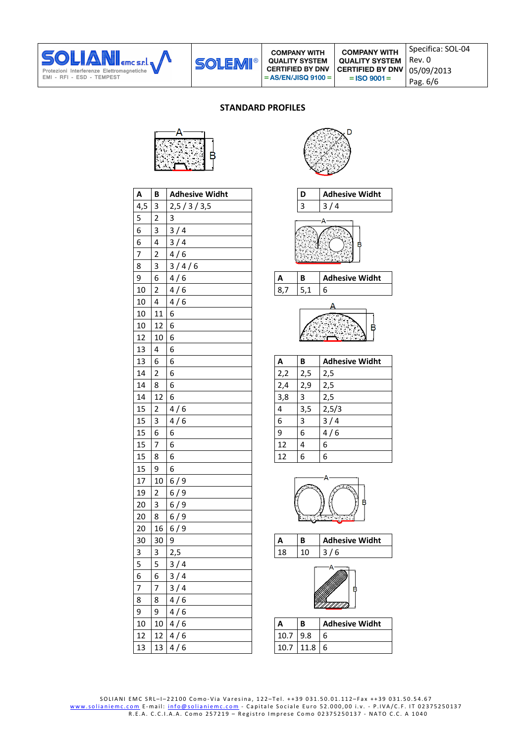## STANDARD PROFILES

A

B

| A | B | Adhesive Widht |
|---|---|---|
| 4,5 | 3 | 2,5 / 3 / 3,5 |
| 5 | 2 | 3 |
| 6 | 3 | 3 / 4 |
| 6 | 4 | 3 / 4 |
| 7 | 2 | 4 / 6 |
| 8 | 3 | 3 / 4 / 6 |
| 9 | 6 | 4 / 6 |
| 10 | 2 | 4 / 6 |
| 10 | 4 | 4 / 6 |
| 10 | 11 | 6 |
| 10 | 12 | 6 |
| 12 | 10 | 6 |
| 13 | 4 | 6 |
| 13 | 6 | 6 |
| 14 | 2 | 6 |
| 14 | 8 | 6 |
| 14 | 12 | 6 |
| 15 | 2 | 4 / 6 |
| 15 | 3 | 4 / 6 |
| 15 | 6 | 6 |
| 15 | 7 | 6 |
| 15 | 8 | 6 |
| 15 | 9 | 6 |
| 17 | 10 | 6 / 9 |
| 19 | 2 | 6 / 9 |
| 20 | 3 | 6 / 9 |
| 20 | 8 | 6 / 9 |
| 20 | 16 | 6 / 9 |
| 30 | 30 | 9 |
| 3 | 3 | 2,5 |
| 5 | 5 | 3 / 4 |
| 6 | 6 | 3 / 4 |
| 7 | 7 | 3 / 4 |
| 8 | 8 | 4 / 6 |
| 9 | 9 | 4 / 6 |
| 10 | 10 | 4 / 6 |
| 12 | 12 | 4 / 6 |
| 13 | 13 | 4 / 6 |

D

| D | Adhesive Widht |
|---|---|
| 3 | 3 / 4 |

A

B

| A | B | Adhesive Widht |
|---|---|---|
| 8,7 | 5,1 | 6 |

A

B

| A | B | Adhesive Widht |
|---|---|---|
| 2,2 | 2,5 | 2,5 |
| 2,4 | 2,9 | 2,5 |
| 3,8 | 3 | 2,5 |
| 4 | 3,5 | 2,5/3 |
| 6 | 3 | 3 / 4 |
| 9 | 6 | 4 / 6 |
| 12 | 4 | 6 |
| 12 | 6 | 6 |

A

B

| A | B | Adhesive Widht |
|---|---|---|
| 18 | 10 | 3 / 6 |

A

B

| A | B | Adhesive Widht |
|---|---|---|
| 10.7 | 9.8 | 6 |
| 10.7 | 11.8 | 6 |